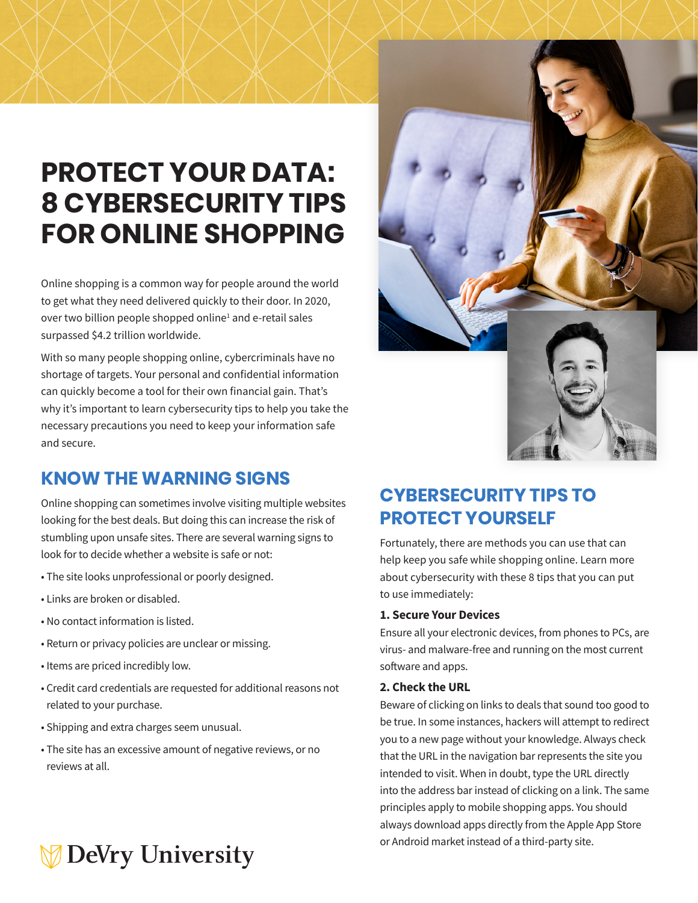# PROTECT YOUR DATA: 8 CYBERSECURITY TIPS FOR ONLINE SHOPPING

Online shopping is a common way for people around the world to get what they need delivered quickly to their door. In 2020, over two billion people shopped online[1] and e-retail sales surpassed $4.2 trillion worldwide.

With so many people shopping online, cybercriminals have no shortage of targets. Your personal and confidential information can quickly become a tool for their own financial gain. That's why it's important to learn cybersecurity tips to help you take the necessary precautions you need to keep your information safe and secure.

## KNOW THE WARNING SIGNS

Online shopping can sometimes involve visiting multiple websites looking for the best deals. But doing this can increase the risk of stumbling upon unsafe sites. There are several warning signs to look for to decide whether a website is safe or not:

- The site looks unprofessional or poorly designed.
- Links are broken or disabled.
- No contact information is listed.
- Return or privacy policies are unclear or missing.
- Items are priced incredibly low.
- Credit card credentials are requested for additional reasons not related to your purchase.
- Shipping and extra charges seem unusual.
- The site has an excessive amount of negative reviews, or no reviews at all.

## CYBERSECURITY TIPS TO PROTECT YOURSELF

Fortunately, there are methods you can use that can help keep you safe while shopping online. Learn more about cybersecurity with these 8 tips that you can put to use immediately:

**1. Secure Your Devices**

Ensure all your electronic devices, from phones to PCs, are virus- and malware-free and running on the most current software and apps.

**2. Check the URL**

Beware of clicking on links to deals that sound too good to be true. In some instances, hackers will attempt to redirect you to a new page without your knowledge. Always check that the URL in the navigation bar represents the site you intended to visit. When in doubt, type the URL directly into the address bar instead of clicking on a link. The same principles apply to mobile shopping apps. You should always download apps directly from the Apple App Store or Android market instead of a third-party site.

DeVry University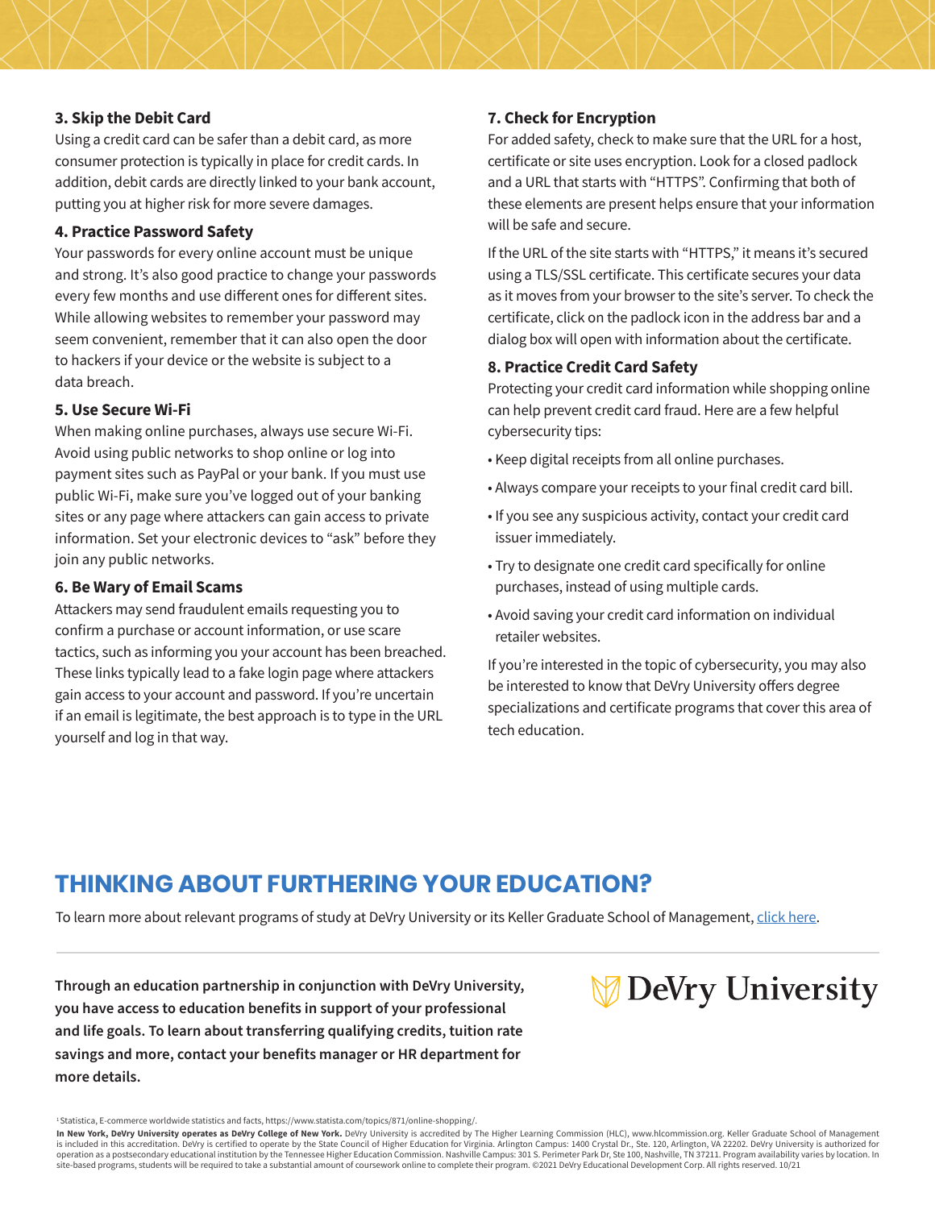**3. Skip the Debit Card**

Using a credit card can be safer than a debit card, as more consumer protection is typically in place for credit cards. In addition, debit cards are directly linked to your bank account, putting you at higher risk for more severe damages.

**4. Practice Password Safety**

Your passwords for every online account must be unique and strong. It's also good practice to change your passwords every few months and use different ones for different sites. While allowing websites to remember your password may seem convenient, remember that it can also open the door to hackers if your device or the website is subject to a data breach.

**5. Use Secure Wi-Fi**

When making online purchases, always use secure Wi-Fi. Avoid using public networks to shop online or log into payment sites such as PayPal or your bank. If you must use public Wi-Fi, make sure you've logged out of your banking sites or any page where attackers can gain access to private information. Set your electronic devices to "ask" before they join any public networks.

**6. Be Wary of Email Scams**

Attackers may send fraudulent emails requesting you to confirm a purchase or account information, or use scare tactics, such as informing you your account has been breached. These links typically lead to a fake login page where attackers gain access to your account and password. If you're uncertain if an email is legitimate, the best approach is to type in the URL yourself and log in that way.

**7. Check for Encryption**

For added safety, check to make sure that the URL for a host, certificate or site uses encryption. Look for a closed padlock and a URL that starts with "HTTPS". Confirming that both of these elements are present helps ensure that your information will be safe and secure.

If the URL of the site starts with "HTTPS," it means it's secured using a TLS/SSL certificate. This certificate secures your data as it moves from your browser to the site's server. To check the certificate, click on the padlock icon in the address bar and a dialog box will open with information about the certificate.

**8. Practice Credit Card Safety**

Protecting your credit card information while shopping online can help prevent credit card fraud. Here are a few helpful cybersecurity tips:

- Keep digital receipts from all online purchases.
- Always compare your receipts to your final credit card bill.
- If you see any suspicious activity, contact your credit card issuer immediately.
- Try to designate one credit card specifically for online purchases, instead of using multiple cards.
- Avoid saving your credit card information on individual retailer websites.

If you're interested in the topic of cybersecurity, you may also be interested to know that DeVry University offers degree specializations and certificate programs that cover this area of tech education.

## THINKING ABOUT FURTHERING YOUR EDUCATION?

To learn more about relevant programs of study at DeVry University or its Keller Graduate School of Management, click here.

---

**Through an education partnership in conjunction with DeVry University, you have access to education benefits in support of your professional and life goals. To learn about transferring qualifying credits, tuition rate savings and more, contact your benefits manager or HR department for more details.**

DeVry University

[1] Statistica, E-commerce worldwide statistics and facts, https://www.statista.com/topics/871/online-shopping/.

**In New York, DeVry University operates as DeVry College of New York.** DeVry University is accredited by The Higher Learning Commission (HLC), www.hlcommission.org. Keller Graduate School of Management is included in this accreditation. DeVry is certified to operate by the State Council of Higher Education for Virginia. Arlington Campus: 1400 Crystal Dr., Ste. 120, Arlington, VA 22202. DeVry University is authorized for operation as a postsecondary educational institution by the Tennessee Higher Education Commission. Nashville Campus: 301 S. Perimeter Park Dr, Ste 100, Nashville, TN 37211. Program availability varies by location. In site-based programs, students will be required to take a substantial amount of coursework online to complete their program. ©2021 DeVry Educational Development Corp. All rights reserved. 10/21